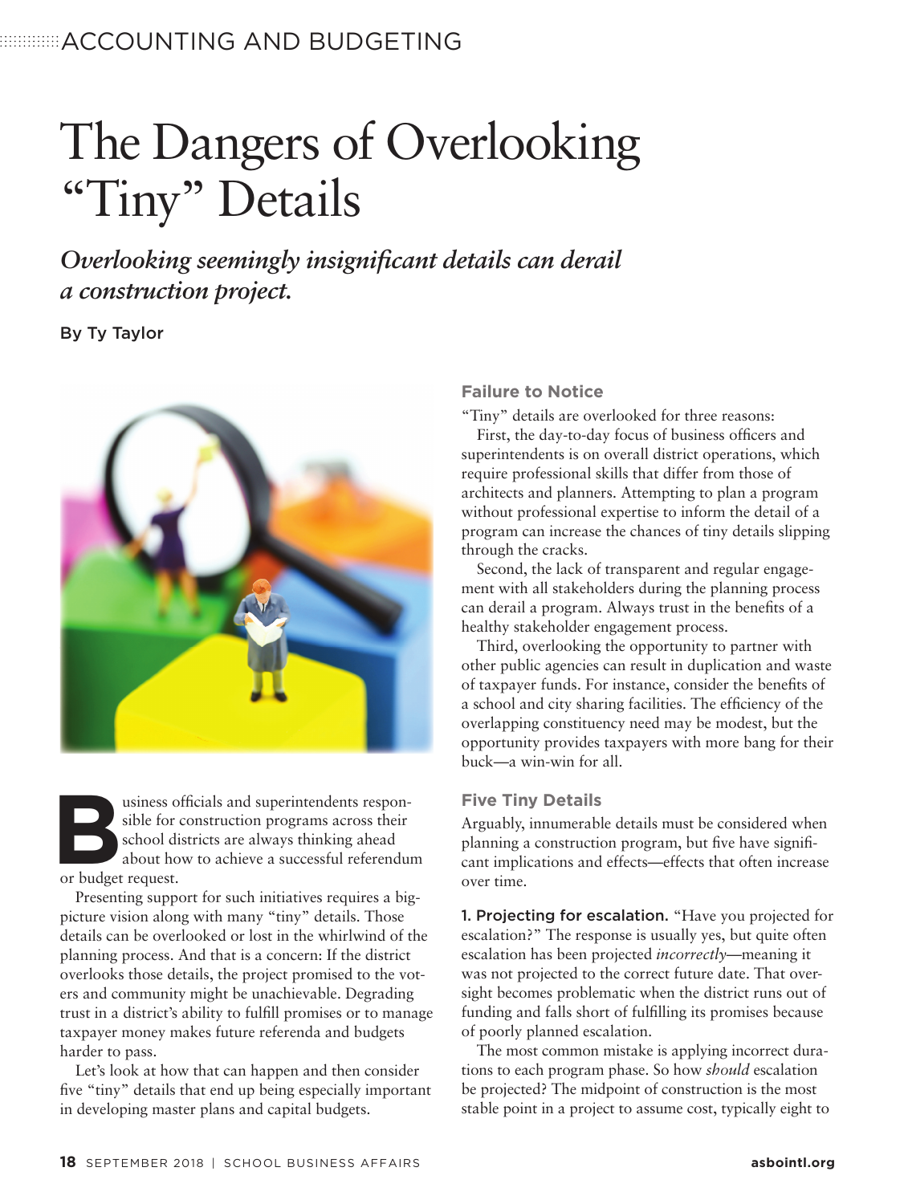# The Dangers of Overlooking "Tiny" Details

***Overlooking seemingly insignificant details can derail a construction project.***

By Ty Taylor

Business officials and superintendents responsible for construction programs across their school districts are always thinking ahead about how to achieve a successful referendum or budget request.

Presenting support for such initiatives requires a big-picture vision along with many "tiny" details. Those details can be overlooked or lost in the whirlwind of the planning process. And that is a concern: If the district overlooks those details, the project promised to the voters and community might be unachievable. Degrading trust in a district's ability to fulfill promises or to manage taxpayer money makes future referenda and budgets harder to pass.

Let's look at how that can happen and then consider five "tiny" details that end up being especially important in developing master plans and capital budgets.

### Failure to Notice

"Tiny" details are overlooked for three reasons:

First, the day-to-day focus of business officers and superintendents is on overall district operations, which require professional skills that differ from those of architects and planners. Attempting to plan a program without professional expertise to inform the detail of a program can increase the chances of tiny details slipping through the cracks.

Second, the lack of transparent and regular engagement with all stakeholders during the planning process can derail a program. Always trust in the benefits of a healthy stakeholder engagement process.

Third, overlooking the opportunity to partner with other public agencies can result in duplication and waste of taxpayer funds. For instance, consider the benefits of a school and city sharing facilities. The efficiency of the overlapping constituency need may be modest, but the opportunity provides taxpayers with more bang for their buck—a win-win for all.

### Five Tiny Details

Arguably, innumerable details must be considered when planning a construction program, but five have significant implications and effects—effects that often increase over time.

**1. Projecting for escalation.** "Have you projected for escalation?" The response is usually yes, but quite often escalation has been projected *incorrectly*—meaning it was not projected to the correct future date. That oversight becomes problematic when the district runs out of funding and falls short of fulfilling its promises because of poorly planned escalation.

The most common mistake is applying incorrect durations to each program phase. So how *should* escalation be projected? The midpoint of construction is the most stable point in a project to assume cost, typically eight to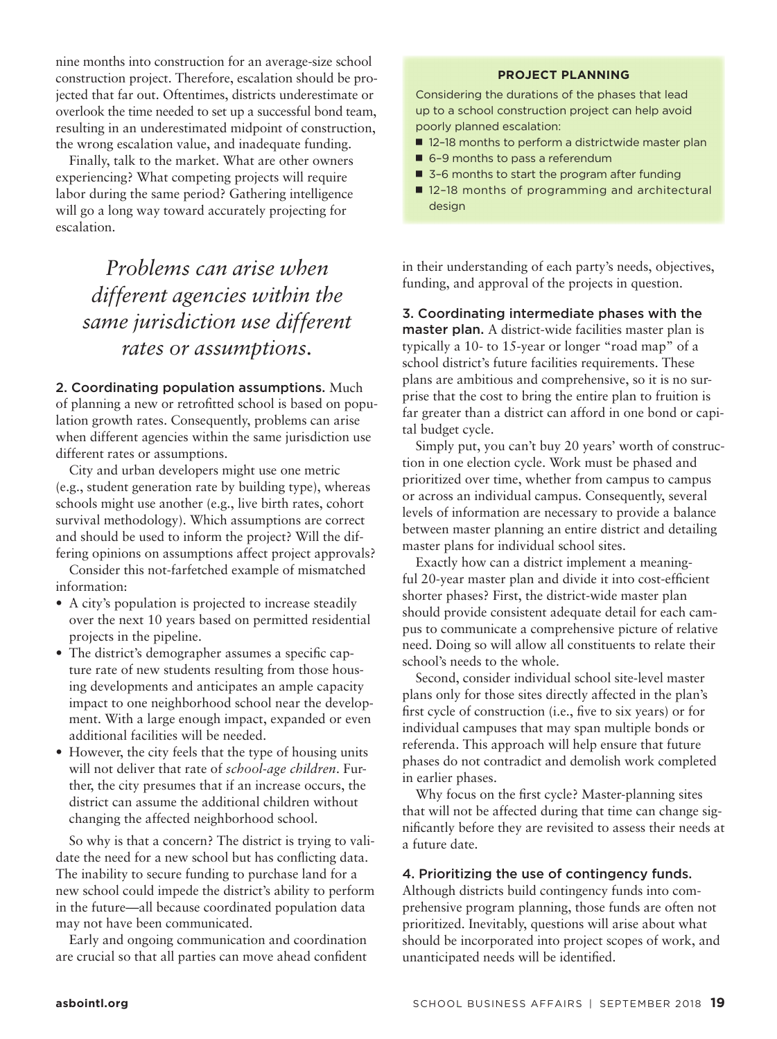nine months into construction for an average-size school construction project. Therefore, escalation should be projected that far out. Oftentimes, districts underestimate or overlook the time needed to set up a successful bond team, resulting in an underestimated midpoint of construction, the wrong escalation value, and inadequate funding.

Finally, talk to the market. What are other owners experiencing? What competing projects will require labor during the same period? Gathering intelligence will go a long way toward accurately projecting for escalation.

> *Problems can arise when different agencies within the same jurisdiction use different rates or assumptions.*

**2. Coordinating population assumptions.** Much of planning a new or retrofitted school is based on population growth rates. Consequently, problems can arise when different agencies within the same jurisdiction use different rates or assumptions.

City and urban developers might use one metric (e.g., student generation rate by building type), whereas schools might use another (e.g., live birth rates, cohort survival methodology). Which assumptions are correct and should be used to inform the project? Will the differing opinions on assumptions affect project approvals?

Consider this not-farfetched example of mismatched information:

- A city's population is projected to increase steadily over the next 10 years based on permitted residential projects in the pipeline.
- The district's demographer assumes a specific capture rate of new students resulting from those housing developments and anticipates an ample capacity impact to one neighborhood school near the development. With a large enough impact, expanded or even additional facilities will be needed.
- However, the city feels that the type of housing units will not deliver that rate of *school-age children*. Further, the city presumes that if an increase occurs, the district can assume the additional children without changing the affected neighborhood school.

So why is that a concern? The district is trying to validate the need for a new school but has conflicting data. The inability to secure funding to purchase land for a new school could impede the district's ability to perform in the future—all because coordinated population data may not have been communicated.

Early and ongoing communication and coordination are crucial so that all parties can move ahead confident in their understanding of each party's needs, objectives, funding, and approval of the projects in question.

**PROJECT PLANNING**

Considering the durations of the phases that lead up to a school construction project can help avoid poorly planned escalation:

- 12–18 months to perform a districtwide master plan
- 6–9 months to pass a referendum
- 3–6 months to start the program after funding
- 12–18 months of programming and architectural design

**3. Coordinating intermediate phases with the master plan.** A district-wide facilities master plan is typically a 10- to 15-year or longer "road map" of a school district's future facilities requirements. These plans are ambitious and comprehensive, so it is no surprise that the cost to bring the entire plan to fruition is far greater than a district can afford in one bond or capital budget cycle.

Simply put, you can't buy 20 years' worth of construction in one election cycle. Work must be phased and prioritized over time, whether from campus to campus or across an individual campus. Consequently, several levels of information are necessary to provide a balance between master planning an entire district and detailing master plans for individual school sites.

Exactly how can a district implement a meaningful 20-year master plan and divide it into cost-efficient shorter phases? First, the district-wide master plan should provide consistent adequate detail for each campus to communicate a comprehensive picture of relative need. Doing so will allow all constituents to relate their school's needs to the whole.

Second, consider individual school site-level master plans only for those sites directly affected in the plan's first cycle of construction (i.e., five to six years) or for individual campuses that may span multiple bonds or referenda. This approach will help ensure that future phases do not contradict and demolish work completed in earlier phases.

Why focus on the first cycle? Master-planning sites that will not be affected during that time can change significantly before they are revisited to assess their needs at a future date.

**4. Prioritizing the use of contingency funds.** Although districts build contingency funds into comprehensive program planning, those funds are often not prioritized. Inevitably, questions will arise about what should be incorporated into project scopes of work, and unanticipated needs will be identified.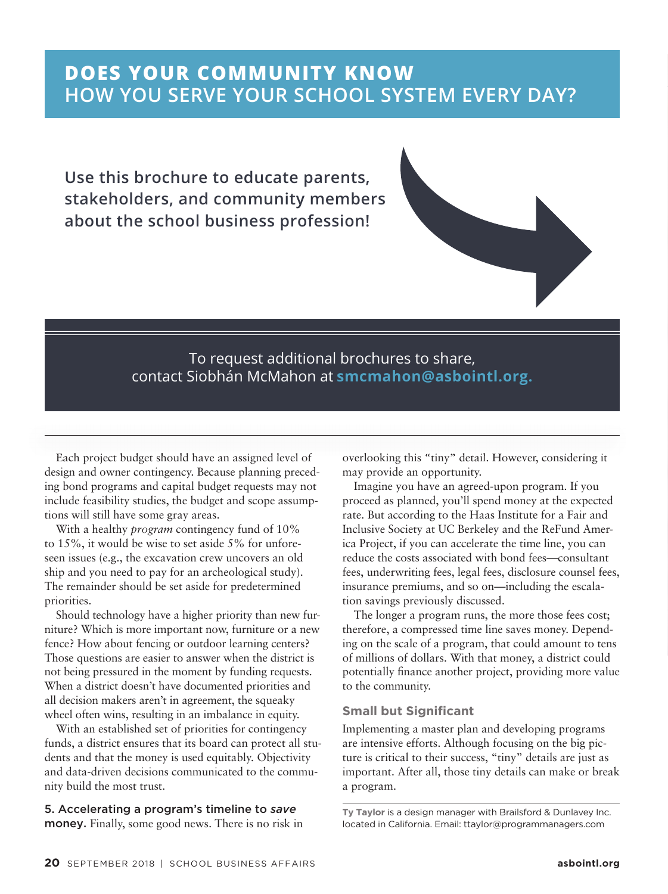## DOES YOUR COMMUNITY KNOW HOW YOU SERVE YOUR SCHOOL SYSTEM EVERY DAY?

**Use this brochure to educate parents, stakeholders, and community members about the school business profession!**

To request additional brochures to share, contact Siobhán McMahon at **smcmahon@asbointl.org.**

---

Each project budget should have an assigned level of design and owner contingency. Because planning preceding bond programs and capital budget requests may not include feasibility studies, the budget and scope assumptions will still have some gray areas.

With a healthy *program* contingency fund of 10% to 15%, it would be wise to set aside 5% for unforeseen issues (e.g., the excavation crew uncovers an old ship and you need to pay for an archeological study). The remainder should be set aside for predetermined priorities.

Should technology have a higher priority than new furniture? Which is more important now, furniture or a new fence? How about fencing or outdoor learning centers? Those questions are easier to answer when the district is not being pressured in the moment by funding requests. When a district doesn't have documented priorities and all decision makers aren't in agreement, the squeaky wheel often wins, resulting in an imbalance in equity.

With an established set of priorities for contingency funds, a district ensures that its board can protect all students and that the money is used equitably. Objectivity and data-driven decisions communicated to the community build the most trust.

**5. Accelerating a program's timeline to *save* money.** Finally, some good news. There is no risk in overlooking this "tiny" detail. However, considering it may provide an opportunity.

Imagine you have an agreed-upon program. If you proceed as planned, you'll spend money at the expected rate. But according to the Haas Institute for a Fair and Inclusive Society at UC Berkeley and the ReFund America Project, if you can accelerate the time line, you can reduce the costs associated with bond fees—consultant fees, underwriting fees, legal fees, disclosure counsel fees, insurance premiums, and so on—including the escalation savings previously discussed.

The longer a program runs, the more those fees cost; therefore, a compressed time line saves money. Depending on the scale of a program, that could amount to tens of millions of dollars. With that money, a district could potentially finance another project, providing more value to the community.

### Small but Significant

Implementing a master plan and developing programs are intensive efforts. Although focusing on the big picture is critical to their success, "tiny" details are just as important. After all, those tiny details can make or break a program.

**Ty Taylor** is a design manager with Brailsford & Dunlavey Inc. located in California. Email: ttaylor@programmanagers.com